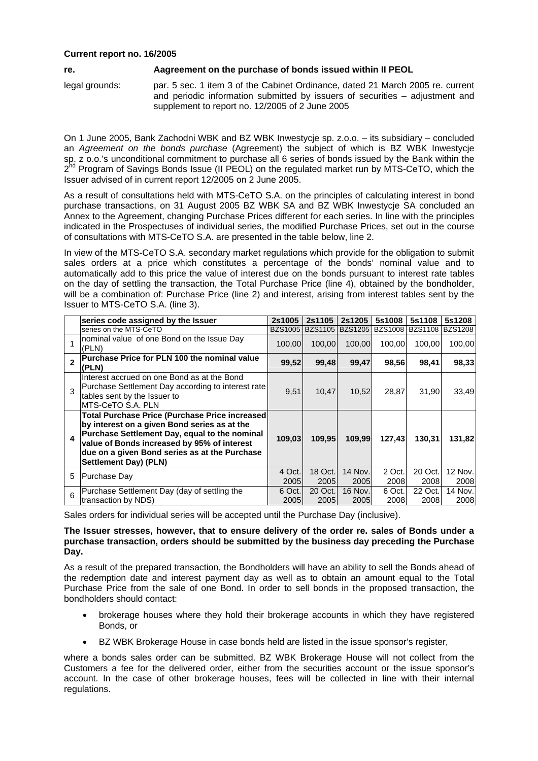**Current report no. 16/2005**

**re.** **Aagreement on the purchase of bonds issued within II PEOL**

legal grounds: par. 5 sec. 1 item 3 of the Cabinet Ordinance, dated 21 March 2005 re. current and periodic information submitted by issuers of securities – adjustment and supplement to report no. 12/2005 of 2 June 2005

On 1 June 2005, Bank Zachodni WBK and BZ WBK Inwestycje sp. z.o.o. – its subsidiary – concluded an *Agreement on the bonds purchase* (Agreement) the subject of which is BZ WBK Inwestycje sp. z o.o.'s unconditional commitment to purchase all 6 series of bonds issued by the Bank within the 2nd Program of Savings Bonds Issue (II PEOL) on the regulated market run by MTS-CeTO, which the Issuer advised of in current report 12/2005 on 2 June 2005.

As a result of consultations held with MTS-CeTO S.A. on the principles of calculating interest in bond purchase transactions, on 31 August 2005 BZ WBK SA and BZ WBK Inwestycje SA concluded an Annex to the Agreement, changing Purchase Prices different for each series. In line with the principles indicated in the Prospectuses of individual series, the modified Purchase Prices, set out in the course of consultations with MTS-CeTO S.A. are presented in the table below, line 2.

In view of the MTS-CeTO S.A. secondary market regulations which provide for the obligation to submit sales orders at a price which constitutes a percentage of the bonds' nominal value and to automatically add to this price the value of interest due on the bonds pursuant to interest rate tables on the day of settling the transaction, the Total Purchase Price (line 4), obtained by the bondholder, will be a combination of: Purchase Price (line 2) and interest, arising from interest tables sent by the Issuer to MTS-CeTO S.A. (line 3).

| | **series code assigned by the Issuer** | **2s1005** | **2s1105** | **2s1205** | **5s1008** | **5s1108** | **5s1208** |
|---|---|---|---|---|---|---|---|
| | series on the MTS-CeTO | BZS1005 | BZS1105 | BZS1205 | BZS1008 | BZS1108 | BZS1208 |
| 1 | nominal value of one Bond on the Issue Day (PLN) | 100,00 | 100,00 | 100,00 | 100,00 | 100,00 | 100,00 |
| **2** | **Purchase Price for PLN 100 the nominal value (PLN)** | **99,52** | **99,48** | **99,47** | **98,56** | **98,41** | **98,33** |
| 3 | Interest accrued on one Bond as at the Bond Purchase Settlement Day according to interest rate tables sent by the Issuer to MTS-CeTO S.A. PLN | 9,51 | 10,47 | 10,52 | 28,87 | 31,90 | 33,49 |
| **4** | **Total Purchase Price (Purchase Price increased by interest on a given Bond series as at the Purchase Settlement Day, equal to the nominal value of Bonds increased by 95% of interest due on a given Bond series as at the Purchase Settlement Day) (PLN)** | **109,03** | **109,95** | **109,99** | **127,43** | **130,31** | **131,82** |
| 5 | Purchase Day | 4 Oct. 2005 | 18 Oct. 2005 | 14 Nov. 2005 | 2 Oct. 2008 | 20 Oct. 2008 | 12 Nov. 2008 |
| 6 | Purchase Settlement Day (day of settling the transaction by NDS) | 6 Oct. 2005 | 20 Oct. 2005 | 16 Nov. 2005 | 6 Oct. 2008 | 22 Oct. 2008 | 14 Nov. 2008 |

Sales orders for individual series will be accepted until the Purchase Day (inclusive).

**The Issuer stresses, however, that to ensure delivery of the order re. sales of Bonds under a purchase transaction, orders should be submitted by the business day preceding the Purchase Day.**

As a result of the prepared transaction, the Bondholders will have an ability to sell the Bonds ahead of the redemption date and interest payment day as well as to obtain an amount equal to the Total Purchase Price from the sale of one Bond. In order to sell bonds in the proposed transaction, the bondholders should contact:

- brokerage houses where they hold their brokerage accounts in which they have registered Bonds, or
- BZ WBK Brokerage House in case bonds held are listed in the issue sponsor's register,

where a bonds sales order can be submitted. BZ WBK Brokerage House will not collect from the Customers a fee for the delivered order, either from the securities account or the issue sponsor's account. In the case of other brokerage houses, fees will be collected in line with their internal regulations.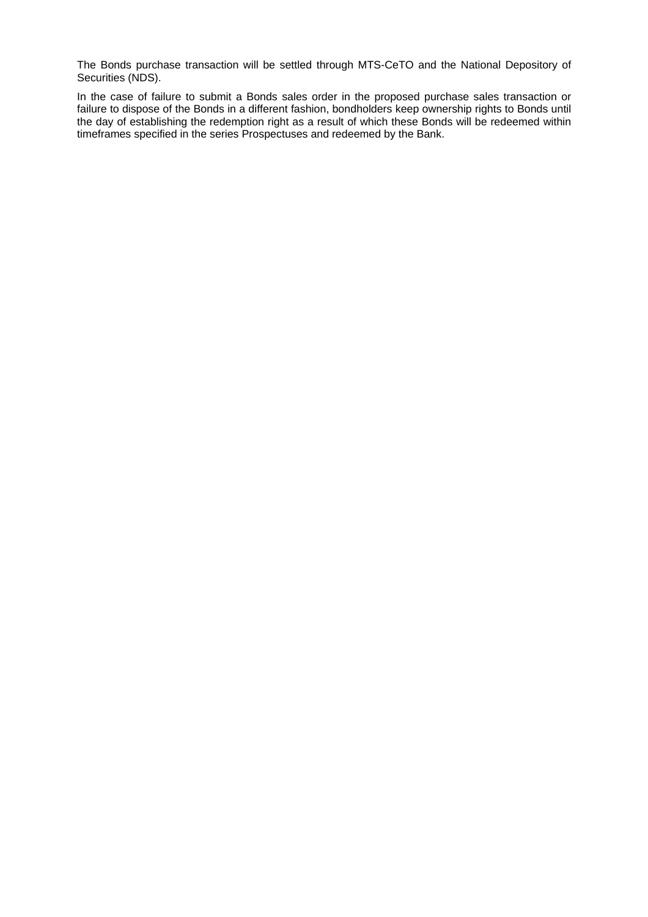The Bonds purchase transaction will be settled through MTS-CeTO and the National Depository of Securities (NDS).

In the case of failure to submit a Bonds sales order in the proposed purchase sales transaction or failure to dispose of the Bonds in a different fashion, bondholders keep ownership rights to Bonds until the day of establishing the redemption right as a result of which these Bonds will be redeemed within timeframes specified in the series Prospectuses and redeemed by the Bank.